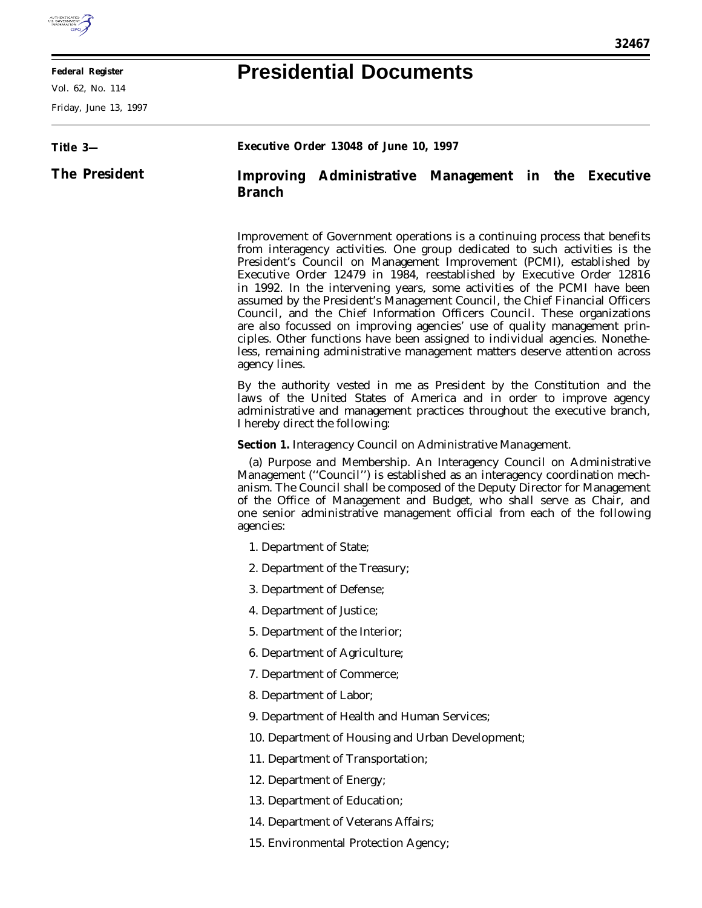# Presidential Documents

**Title 3—**

**The President**

**Executive Order 13048 of June 10, 1997**

## Improving Administrative Management in the Executive Branch

Improvement of Government operations is a continuing process that benefits from interagency activities. One group dedicated to such activities is the President's Council on Management Improvement (PCMI), established by Executive Order 12479 in 1984, reestablished by Executive Order 12816 in 1992. In the intervening years, some activities of the PCMI have been assumed by the President's Management Council, the Chief Financial Officers Council, and the Chief Information Officers Council. These organizations are also focussed on improving agencies' use of quality management principles. Other functions have been assigned to individual agencies. Nonetheless, remaining administrative management matters deserve attention across agency lines.

By the authority vested in me as President by the Constitution and the laws of the United States of America and in order to improve agency administrative and management practices throughout the executive branch, I hereby direct the following:

**Section 1.** *Interagency Council on Administrative Management.*

(a) *Purpose and Membership.* An Interagency Council on Administrative Management (''Council'') is established as an interagency coordination mechanism. The Council shall be composed of the Deputy Director for Management of the Office of Management and Budget, who shall serve as Chair, and one senior administrative management official from each of the following agencies:

1. Department of State;
2. Department of the Treasury;
3. Department of Defense;
4. Department of Justice;
5. Department of the Interior;
6. Department of Agriculture;
7. Department of Commerce;
8. Department of Labor;
9. Department of Health and Human Services;
10. Department of Housing and Urban Development;
11. Department of Transportation;
12. Department of Energy;
13. Department of Education;
14. Department of Veterans Affairs;
15. Environmental Protection Agency;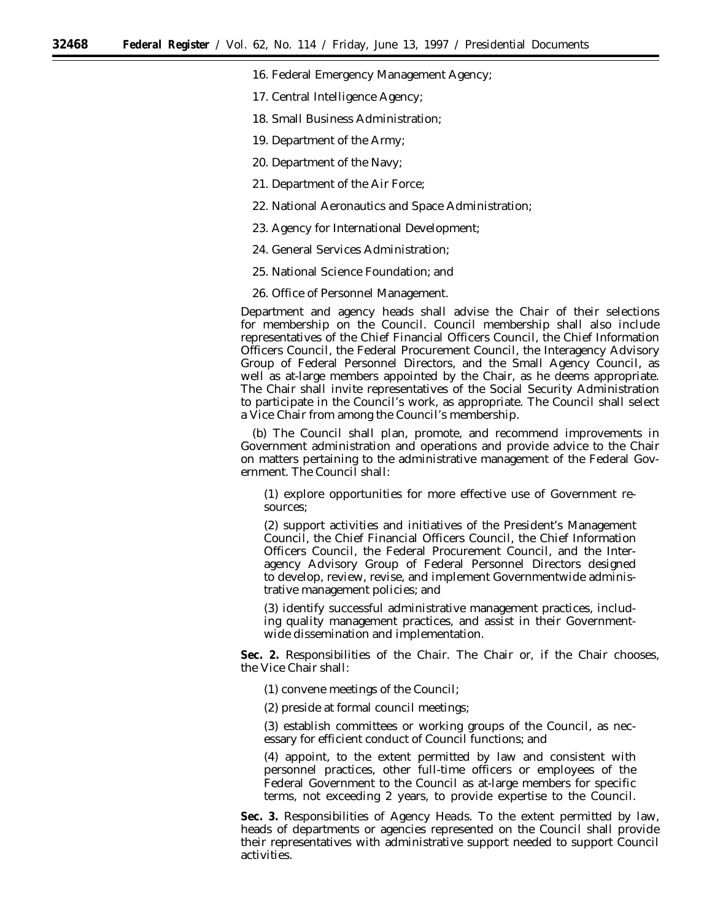16. Federal Emergency Management Agency;

17. Central Intelligence Agency;

18. Small Business Administration;

19. Department of the Army;

20. Department of the Navy;

21. Department of the Air Force;

22. National Aeronautics and Space Administration;

23. Agency for International Development;

24. General Services Administration;

25. National Science Foundation; and

26. Office of Personnel Management.

Department and agency heads shall advise the Chair of their selections for membership on the Council. Council membership shall also include representatives of the Chief Financial Officers Council, the Chief Information Officers Council, the Federal Procurement Council, the Interagency Advisory Group of Federal Personnel Directors, and the Small Agency Council, as well as at-large members appointed by the Chair, as he deems appropriate. The Chair shall invite representatives of the Social Security Administration to participate in the Council's work, as appropriate. The Council shall select a Vice Chair from among the Council's membership.

(b) The Council shall plan, promote, and recommend improvements in Government administration and operations and provide advice to the Chair on matters pertaining to the administrative management of the Federal Government. The Council shall:

(1) explore opportunities for more effective use of Government resources;

(2) support activities and initiatives of the President's Management Council, the Chief Financial Officers Council, the Chief Information Officers Council, the Federal Procurement Council, and the Interagency Advisory Group of Federal Personnel Directors designed to develop, review, revise, and implement Governmentwide administrative management policies; and

(3) identify successful administrative management practices, including quality management practices, and assist in their Governmentwide dissemination and implementation.

**Sec. 2.** Responsibilities of the Chair. The Chair or, if the Chair chooses, the Vice Chair shall:

(1) convene meetings of the Council;

(2) preside at formal council meetings;

(3) establish committees or working groups of the Council, as necessary for efficient conduct of Council functions; and

(4) appoint, to the extent permitted by law and consistent with personnel practices, other full-time officers or employees of the Federal Government to the Council as at-large members for specific terms, not exceeding 2 years, to provide expertise to the Council.

**Sec. 3.** Responsibilities of Agency Heads. To the extent permitted by law, heads of departments or agencies represented on the Council shall provide their representatives with administrative support needed to support Council activities.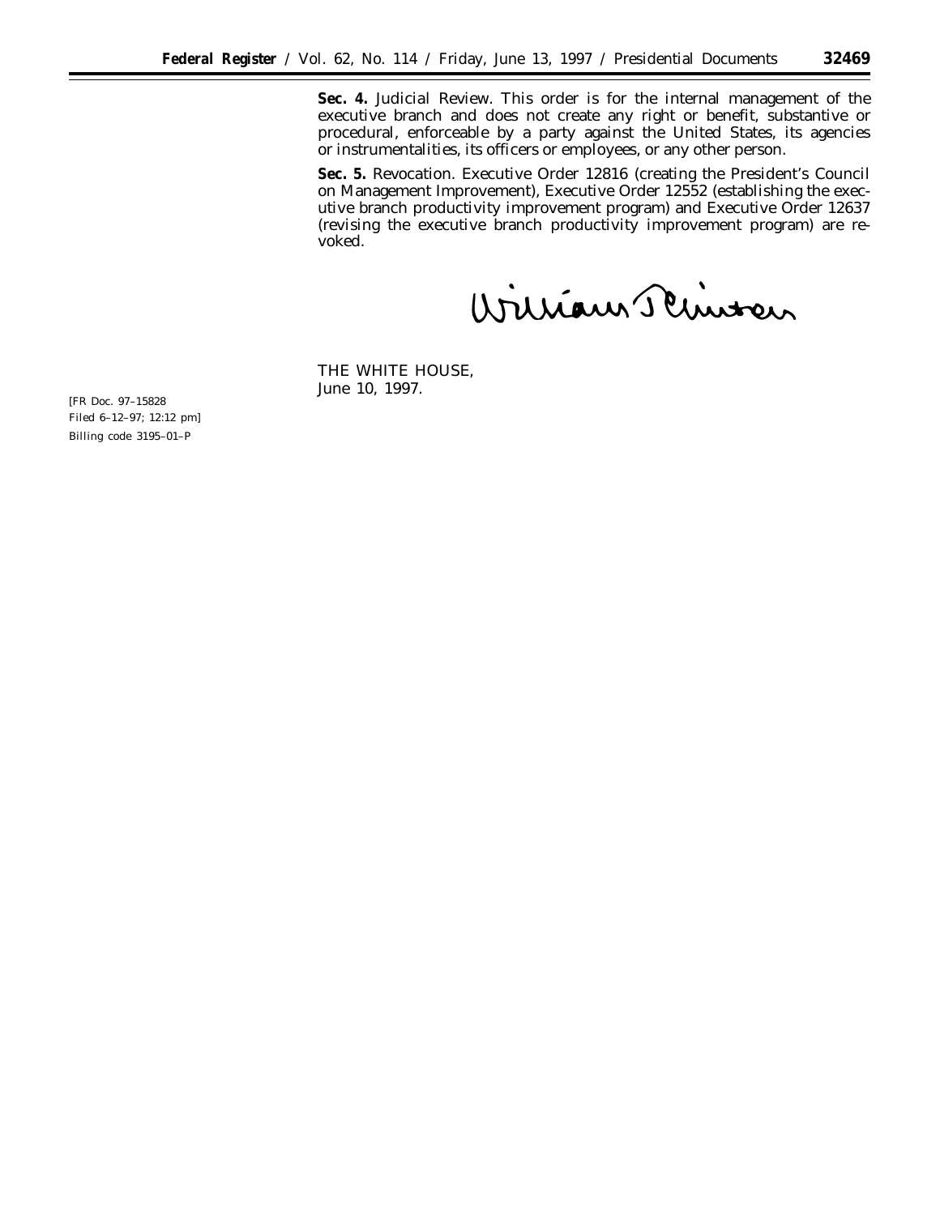**Sec. 4.** Judicial Review. This order is for the internal management of the executive branch and does not create any right or benefit, substantive or procedural, enforceable by a party against the United States, its agencies or instrumentalities, its officers or employees, or any other person.

**Sec. 5.** Revocation. Executive Order 12816 (creating the President's Council on Management Improvement), Executive Order 12552 (establishing the executive branch productivity improvement program) and Executive Order 12637 (revising the executive branch productivity improvement program) are revoked.

William J. Clinton

THE WHITE HOUSE,
June 10, 1997.

[FR Doc. 97–15828
Filed 6–12–97; 12:12 pm]
Billing code 3195–01–P